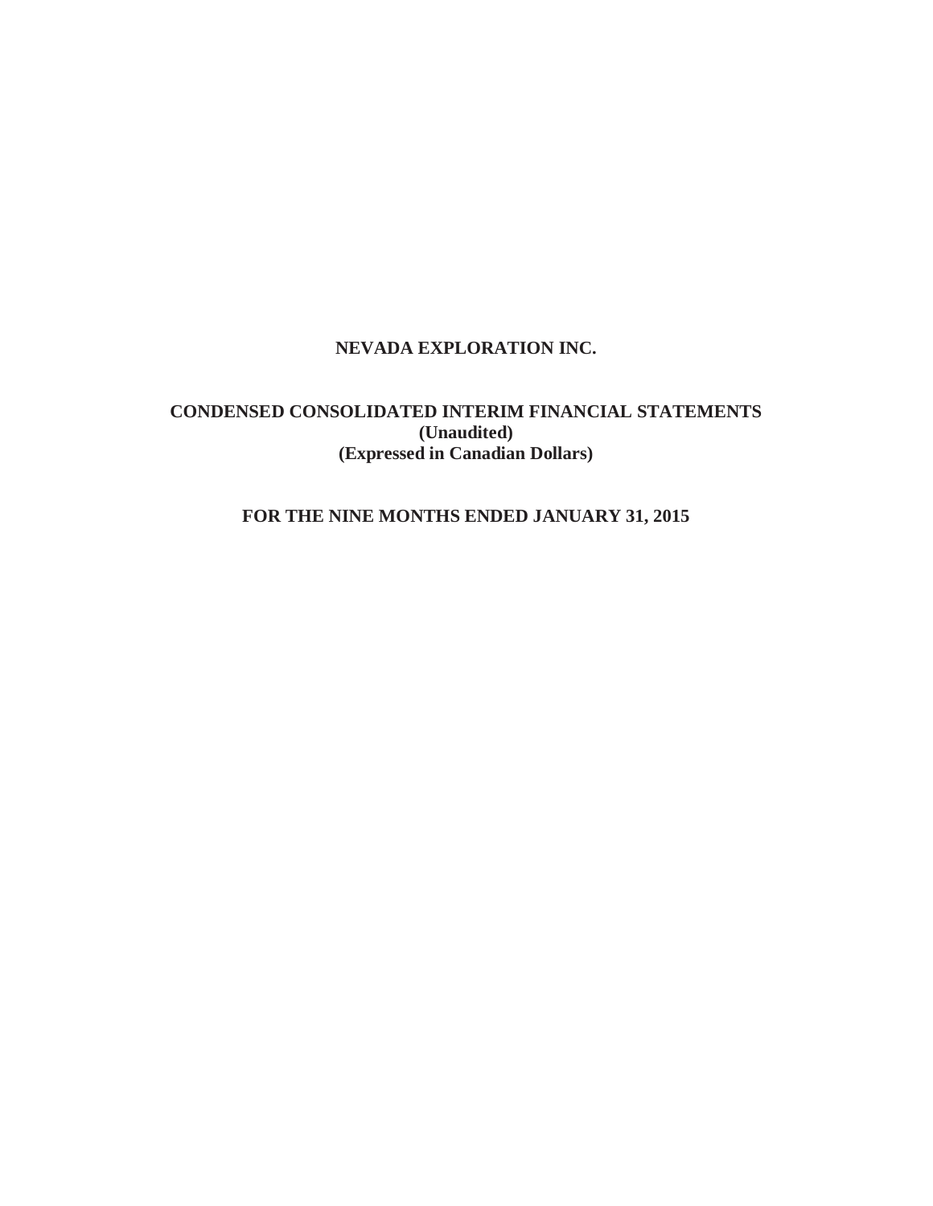# NEVADA EXPLORATION INC.

## CONDENSED CONSOLIDATED INTERIM FINANCIAL STATEMENTS
**(Unaudited)**
**(Expressed in Canadian Dollars)**

## FOR THE NINE MONTHS ENDED JANUARY 31, 2015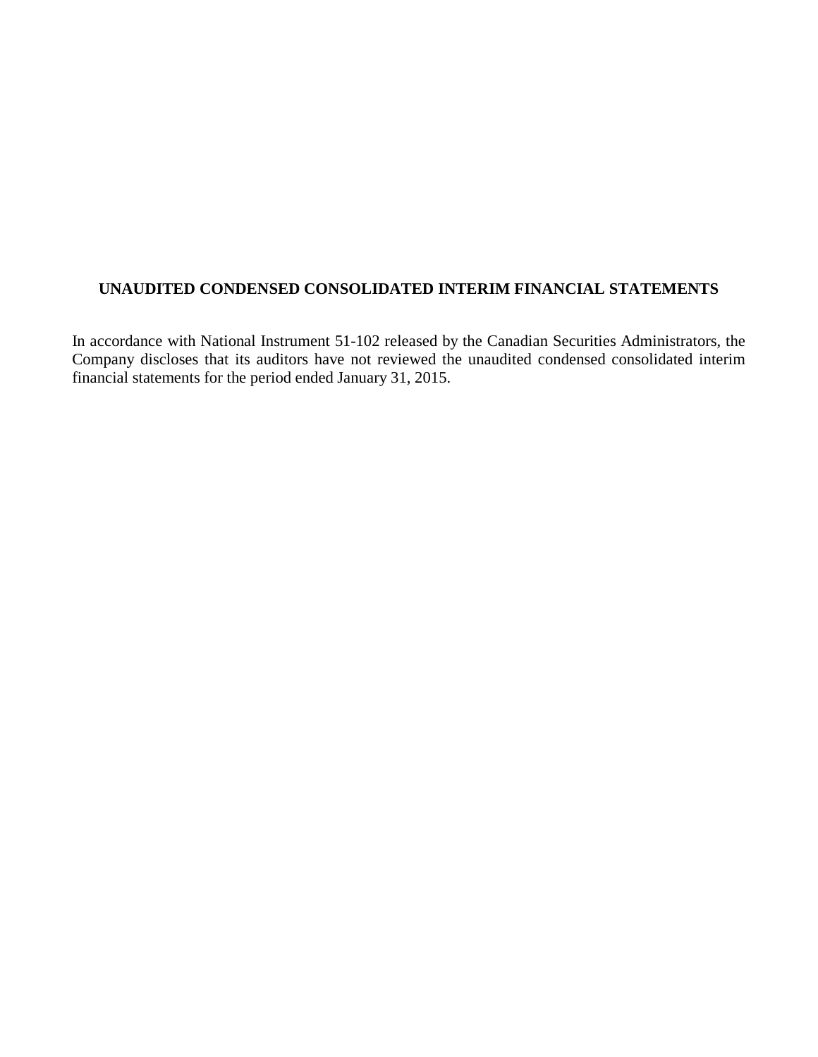# UNAUDITED CONDENSED CONSOLIDATED INTERIM FINANCIAL STATEMENTS

In accordance with National Instrument 51-102 released by the Canadian Securities Administrators, the Company discloses that its auditors have not reviewed the unaudited condensed consolidated interim financial statements for the period ended January 31, 2015.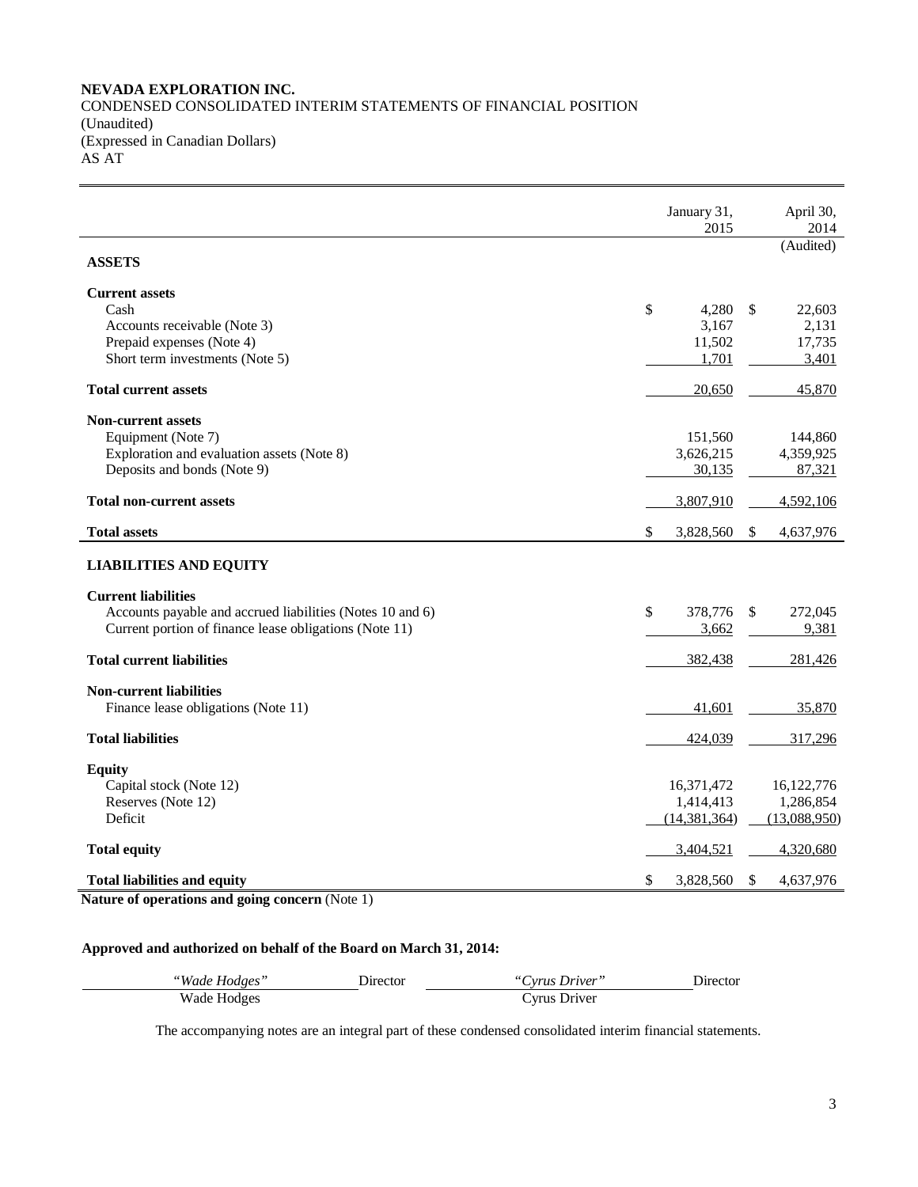**NEVADA EXPLORATION INC.**
CONDENSED CONSOLIDATED INTERIM STATEMENTS OF FINANCIAL POSITION
(Unaudited)
(Expressed in Canadian Dollars)
AS AT

| | January 31, 2015 | April 30, 2014 (Audited) |
|---|---|---|
| **ASSETS** | | |
| **Current assets** | | |
| Cash | $ 4,280 | $ 22,603 |
| Accounts receivable (Note 3) | 3,167 | 2,131 |
| Prepaid expenses (Note 4) | 11,502 | 17,735 |
| Short term investments (Note 5) | 1,701 | 3,401 |
| **Total current assets** | 20,650 | 45,870 |
| **Non-current assets** | | |
| Equipment (Note 7) | 151,560 | 144,860 |
| Exploration and evaluation assets (Note 8) | 3,626,215 | 4,359,925 |
| Deposits and bonds (Note 9) | 30,135 | 87,321 |
| **Total non-current assets** | 3,807,910 | 4,592,106 |
| **Total assets** | $ 3,828,560 | $ 4,637,976 |
| **LIABILITIES AND EQUITY** | | |
| **Current liabilities** | | |
| Accounts payable and accrued liabilities (Notes 10 and 6) | $ 378,776 | $ 272,045 |
| Current portion of finance lease obligations (Note 11) | 3,662 | 9,381 |
| **Total current liabilities** | 382,438 | 281,426 |
| **Non-current liabilities** | | |
| Finance lease obligations (Note 11) | 41,601 | 35,870 |
| **Total liabilities** | 424,039 | 317,296 |
| **Equity** | | |
| Capital stock (Note 12) | 16,371,472 | 16,122,776 |
| Reserves (Note 12) | 1,414,413 | 1,286,854 |
| Deficit | (14,381,364) | (13,088,950) |
| **Total equity** | 3,404,521 | 4,320,680 |
| **Total liabilities and equity** | $ 3,828,560 | $ 4,637,976 |

**Nature of operations and going concern** (Note 1)

**Approved and authorized on behalf of the Board on March 31, 2014:**

| *"Wade Hodges"* | Director | *"Cyrus Driver"* | Director |
|---|---|---|---|
| Wade Hodges | | Cyrus Driver | |

The accompanying notes are an integral part of these condensed consolidated interim financial statements.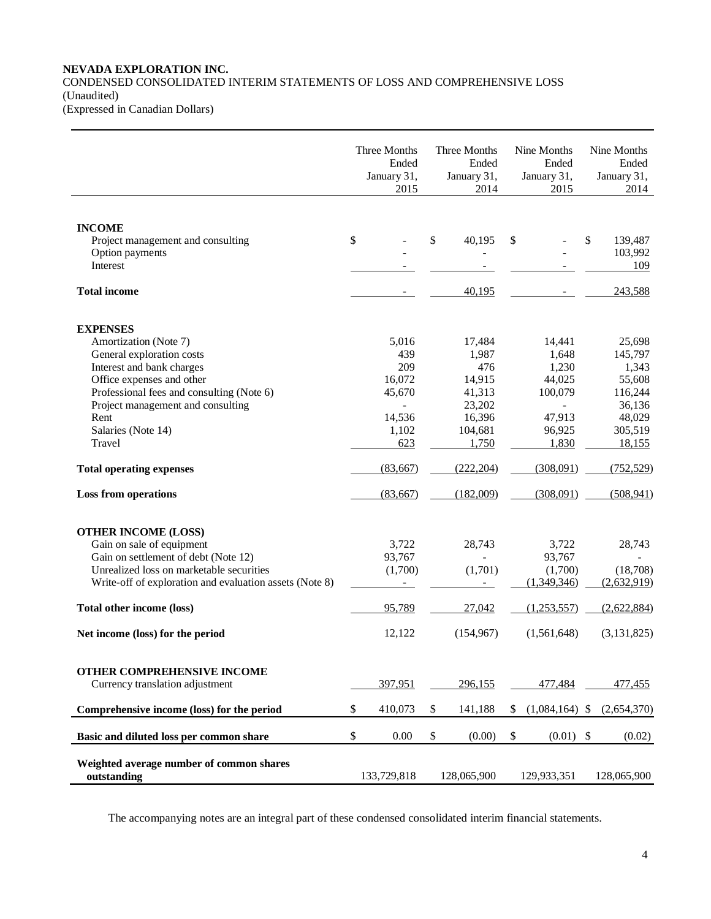**NEVADA EXPLORATION INC.**

CONDENSED CONSOLIDATED INTERIM STATEMENTS OF LOSS AND COMPREHENSIVE LOSS

(Unaudited)

(Expressed in Canadian Dollars)

| | Three Months Ended January 31, 2015 | Three Months Ended January 31, 2014 | Nine Months Ended January 31, 2015 | Nine Months Ended January 31, 2014 |
|---|---|---|---|---|
| **INCOME** | | | | |
| Project management and consulting | $ - | $ 40,195 | $ - | $ 139,487 |
| Option payments | - | - | - | 103,992 |
| Interest | - | - | - | 109 |
| **Total income** | - | 40,195 | - | 243,588 |
| **EXPENSES** | | | | |
| Amortization (Note 7) | 5,016 | 17,484 | 14,441 | 25,698 |
| General exploration costs | 439 | 1,987 | 1,648 | 145,797 |
| Interest and bank charges | 209 | 476 | 1,230 | 1,343 |
| Office expenses and other | 16,072 | 14,915 | 44,025 | 55,608 |
| Professional fees and consulting (Note 6) | 45,670 | 41,313 | 100,079 | 116,244 |
| Project management and consulting | - | 23,202 | - | 36,136 |
| Rent | 14,536 | 16,396 | 47,913 | 48,029 |
| Salaries (Note 14) | 1,102 | 104,681 | 96,925 | 305,519 |
| Travel | 623 | 1,750 | 1,830 | 18,155 |
| **Total operating expenses** | (83,667) | (222,204) | (308,091) | (752,529) |
| **Loss from operations** | (83,667) | (182,009) | (308,091) | (508,941) |
| **OTHER INCOME (LOSS)** | | | | |
| Gain on sale of equipment | 3,722 | 28,743 | 3,722 | 28,743 |
| Gain on settlement of debt (Note 12) | 93,767 | - | 93,767 | - |
| Unrealized loss on marketable securities | (1,700) | (1,701) | (1,700) | (18,708) |
| Write-off of exploration and evaluation assets (Note 8) | - | - | (1,349,346) | (2,632,919) |
| **Total other income (loss)** | 95,789 | 27,042 | (1,253,557) | (2,622,884) |
| **Net income (loss) for the period** | 12,122 | (154,967) | (1,561,648) | (3,131,825) |
| **OTHER COMPREHENSIVE INCOME** | | | | |
| Currency translation adjustment | 397,951 | 296,155 | 477,484 | 477,455 |
| **Comprehensive income (loss) for the period** | $ 410,073 | $ 141,188 | $ (1,084,164) | $ (2,654,370) |
| **Basic and diluted loss per common share** | $ 0.00 | $ (0.00) | $ (0.01) | $ (0.02) |
| **Weighted average number of common shares outstanding** | 133,729,818 | 128,065,900 | 129,933,351 | 128,065,900 |

The accompanying notes are an integral part of these condensed consolidated interim financial statements.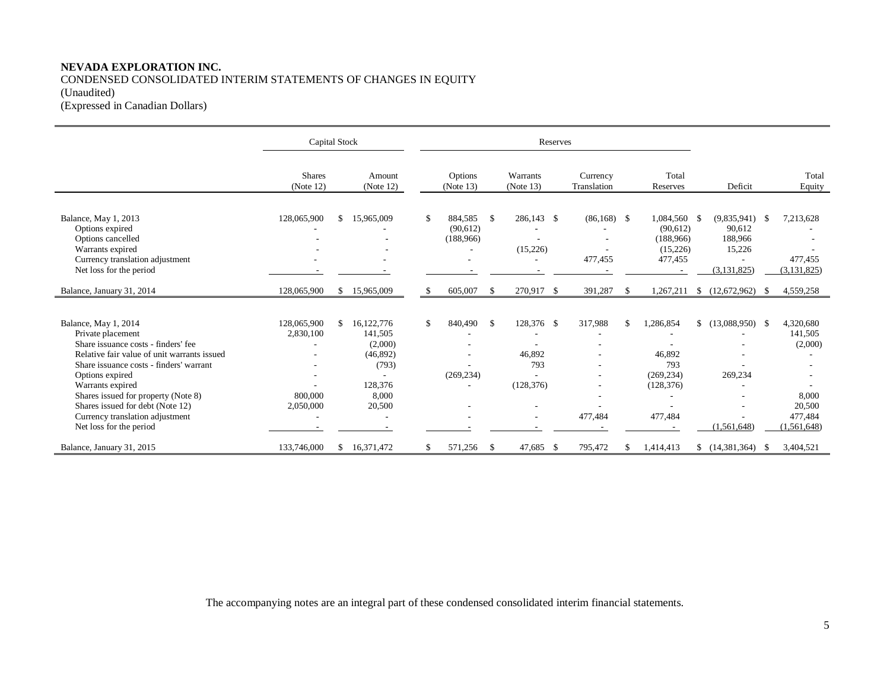**NEVADA EXPLORATION INC.**
CONDENSED CONSOLIDATED INTERIM STATEMENTS OF CHANGES IN EQUITY
(Unaudited)
(Expressed in Canadian Dollars)

| | Capital Stock | | Reserves | | | | | |
|---|---|---|---|---|---|---|---|---|
| | Shares (Note 12) | Amount (Note 12) | Options (Note 13) | Warrants (Note 13) | Currency Translation | Total Reserves | Deficit | Total Equity |
| Balance, May 1, 2013 | 128,065,900 | $ 15,965,009 | $ 884,585 | $ 286,143 | $ (86,168) | $ 1,084,560 | $ (9,835,941) | $ 7,213,628 |
| Options expired | - | - | (90,612) | - | - | (90,612) | 90,612 | - |
| Options cancelled | - | - | (188,966) | - | - | (188,966) | 188,966 | - |
| Warrants expired | - | - | - | (15,226) | - | (15,226) | 15,226 | - |
| Currency translation adjustment | - | - | - | - | 477,455 | 477,455 | - | 477,455 |
| Net loss for the period | - | - | - | - | - | - | (3,131,825) | (3,131,825) |
| Balance, January 31, 2014 | 128,065,900 | $ 15,965,009 | $ 605,007 | $ 270,917 | $ 391,287 | $ 1,267,211 | $ (12,672,962) | $ 4,559,258 |
| | | | | | | | | |
| Balance, May 1, 2014 | 128,065,900 | $ 16,122,776 | $ 840,490 | $ 128,376 | $ 317,988 | $ 1,286,854 | $ (13,088,950) | $ 4,320,680 |
| Private placement | 2,830,100 | 141,505 | - | - | - | - | - | 141,505 |
| Share issuance costs - finders' fee | - | (2,000) | - | - | - | - | - | (2,000) |
| Relative fair value of unit warrants issued | - | (46,892) | - | 46,892 | - | 46,892 | - | - |
| Share issuance costs - finders' warrant | - | (793) | - | 793 | - | 793 | - | - |
| Options expired | - | - | (269,234) | - | - | (269,234) | 269,234 | - |
| Warrants expired | - | 128,376 | - | (128,376) | - | (128,376) | - | - |
| Shares issued for property (Note 8) | 800,000 | 8,000 | | | - | - | - | 8,000 |
| Shares issued for debt (Note 12) | 2,050,000 | 20,500 | - | - | - | - | - | 20,500 |
| Currency translation adjustment | - | - | - | - | 477,484 | 477,484 | - | 477,484 |
| Net loss for the period | - | - | - | - | - | - | (1,561,648) | (1,561,648) |
| Balance, January 31, 2015 | 133,746,000 | $ 16,371,472 | $ 571,256 | $ 47,685 | $ 795,472 | $ 1,414,413 | $ (14,381,364) | $ 3,404,521 |

The accompanying notes are an integral part of these condensed consolidated interim financial statements.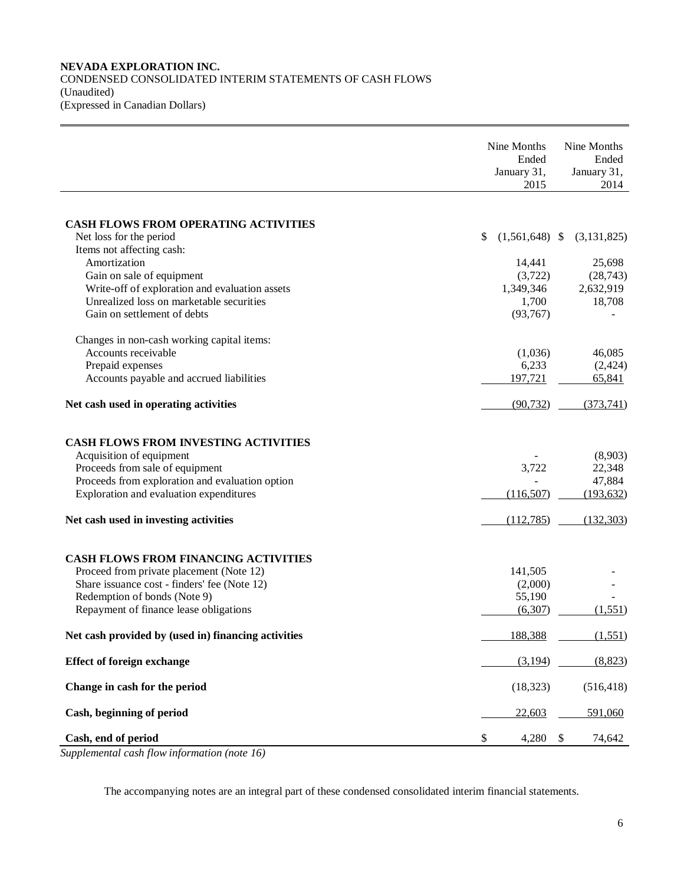**NEVADA EXPLORATION INC.**
CONDENSED CONSOLIDATED INTERIM STATEMENTS OF CASH FLOWS
(Unaudited)
(Expressed in Canadian Dollars)

| | Nine Months Ended January 31, 2015 | Nine Months Ended January 31, 2014 |
|---|---|---|
| **CASH FLOWS FROM OPERATING ACTIVITIES** | | |
| Net loss for the period | $ (1,561,648) | $ (3,131,825) |
| Items not affecting cash: | | |
| Amortization | 14,441 | 25,698 |
| Gain on sale of equipment | (3,722) | (28,743) |
| Write-off of exploration and evaluation assets | 1,349,346 | 2,632,919 |
| Unrealized loss on marketable securities | 1,700 | 18,708 |
| Gain on settlement of debts | (93,767) | - |
| Changes in non-cash working capital items: | | |
| Accounts receivable | (1,036) | 46,085 |
| Prepaid expenses | 6,233 | (2,424) |
| Accounts payable and accrued liabilities | 197,721 | 65,841 |
| **Net cash used in operating activities** | (90,732) | (373,741) |
| **CASH FLOWS FROM INVESTING ACTIVITIES** | | |
| Acquisition of equipment | - | (8,903) |
| Proceeds from sale of equipment | 3,722 | 22,348 |
| Proceeds from exploration and evaluation option | - | 47,884 |
| Exploration and evaluation expenditures | (116,507) | (193,632) |
| **Net cash used in investing activities** | (112,785) | (132,303) |
| **CASH FLOWS FROM FINANCING ACTIVITIES** | | |
| Proceed from private placement (Note 12) | 141,505 | - |
| Share issuance cost - finders' fee (Note 12) | (2,000) | - |
| Redemption of bonds (Note 9) | 55,190 | - |
| Repayment of finance lease obligations | (6,307) | (1,551) |
| **Net cash provided by (used in) financing activities** | 188,388 | (1,551) |
| **Effect of foreign exchange** | (3,194) | (8,823) |
| **Change in cash for the period** | (18,323) | (516,418) |
| **Cash, beginning of period** | 22,603 | 591,060 |
| **Cash, end of period** | $ 4,280 | $ 74,642 |

*Supplemental cash flow information (note 16)*

The accompanying notes are an integral part of these condensed consolidated interim financial statements.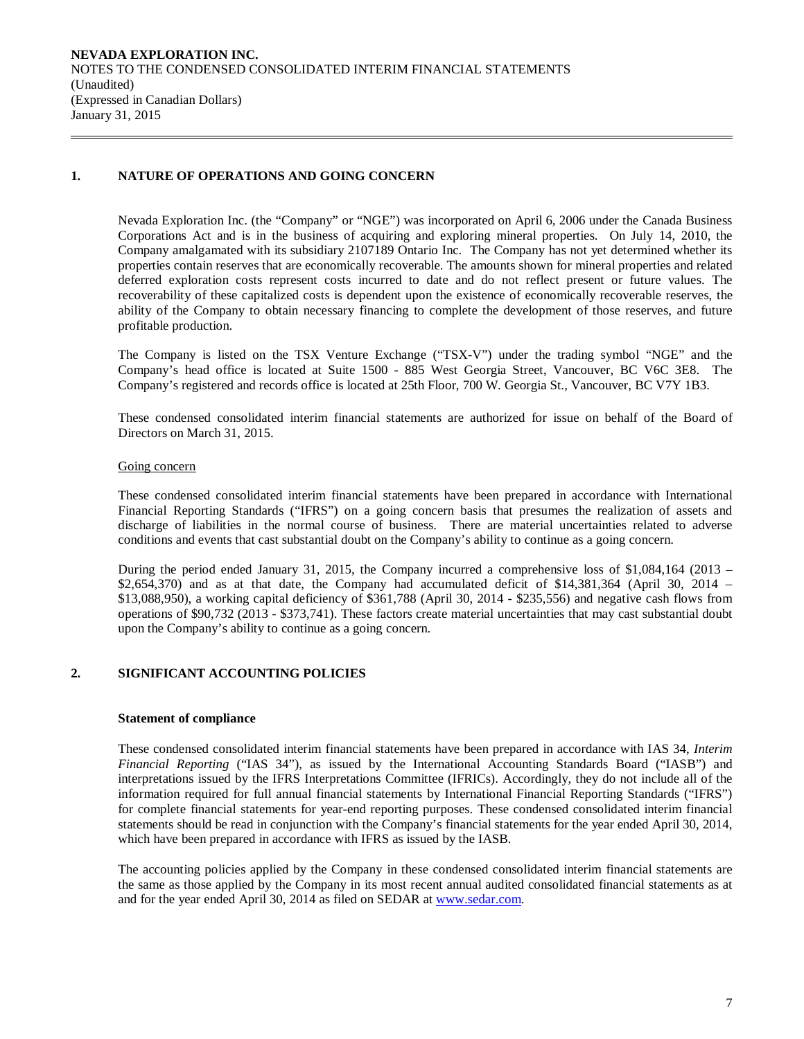**NEVADA EXPLORATION INC.**
NOTES TO THE CONDENSED CONSOLIDATED INTERIM FINANCIAL STATEMENTS
(Unaudited)
(Expressed in Canadian Dollars)
January 31, 2015

## 1. NATURE OF OPERATIONS AND GOING CONCERN

Nevada Exploration Inc. (the "Company" or "NGE") was incorporated on April 6, 2006 under the Canada Business Corporations Act and is in the business of acquiring and exploring mineral properties. On July 14, 2010, the Company amalgamated with its subsidiary 2107189 Ontario Inc. The Company has not yet determined whether its properties contain reserves that are economically recoverable. The amounts shown for mineral properties and related deferred exploration costs represent costs incurred to date and do not reflect present or future values. The recoverability of these capitalized costs is dependent upon the existence of economically recoverable reserves, the ability of the Company to obtain necessary financing to complete the development of those reserves, and future profitable production.

The Company is listed on the TSX Venture Exchange ("TSX-V") under the trading symbol "NGE" and the Company's head office is located at Suite 1500 - 885 West Georgia Street, Vancouver, BC V6C 3E8. The Company's registered and records office is located at 25th Floor, 700 W. Georgia St., Vancouver, BC V7Y 1B3.

These condensed consolidated interim financial statements are authorized for issue on behalf of the Board of Directors on March 31, 2015.

Going concern

These condensed consolidated interim financial statements have been prepared in accordance with International Financial Reporting Standards ("IFRS") on a going concern basis that presumes the realization of assets and discharge of liabilities in the normal course of business. There are material uncertainties related to adverse conditions and events that cast substantial doubt on the Company's ability to continue as a going concern.

During the period ended January 31, 2015, the Company incurred a comprehensive loss of $1,084,164 (2013 – $2,654,370) and as at that date, the Company had accumulated deficit of $14,381,364 (April 30, 2014 – $13,088,950), a working capital deficiency of $361,788 (April 30, 2014 - $235,556) and negative cash flows from operations of $90,732 (2013 - $373,741). These factors create material uncertainties that may cast substantial doubt upon the Company's ability to continue as a going concern.

## 2. SIGNIFICANT ACCOUNTING POLICIES

**Statement of compliance**

These condensed consolidated interim financial statements have been prepared in accordance with IAS 34, *Interim Financial Reporting* ("IAS 34"), as issued by the International Accounting Standards Board ("IASB") and interpretations issued by the IFRS Interpretations Committee (IFRICs). Accordingly, they do not include all of the information required for full annual financial statements by International Financial Reporting Standards ("IFRS") for complete financial statements for year-end reporting purposes. These condensed consolidated interim financial statements should be read in conjunction with the Company's financial statements for the year ended April 30, 2014, which have been prepared in accordance with IFRS as issued by the IASB.

The accounting policies applied by the Company in these condensed consolidated interim financial statements are the same as those applied by the Company in its most recent annual audited consolidated financial statements as at and for the year ended April 30, 2014 as filed on SEDAR at www.sedar.com.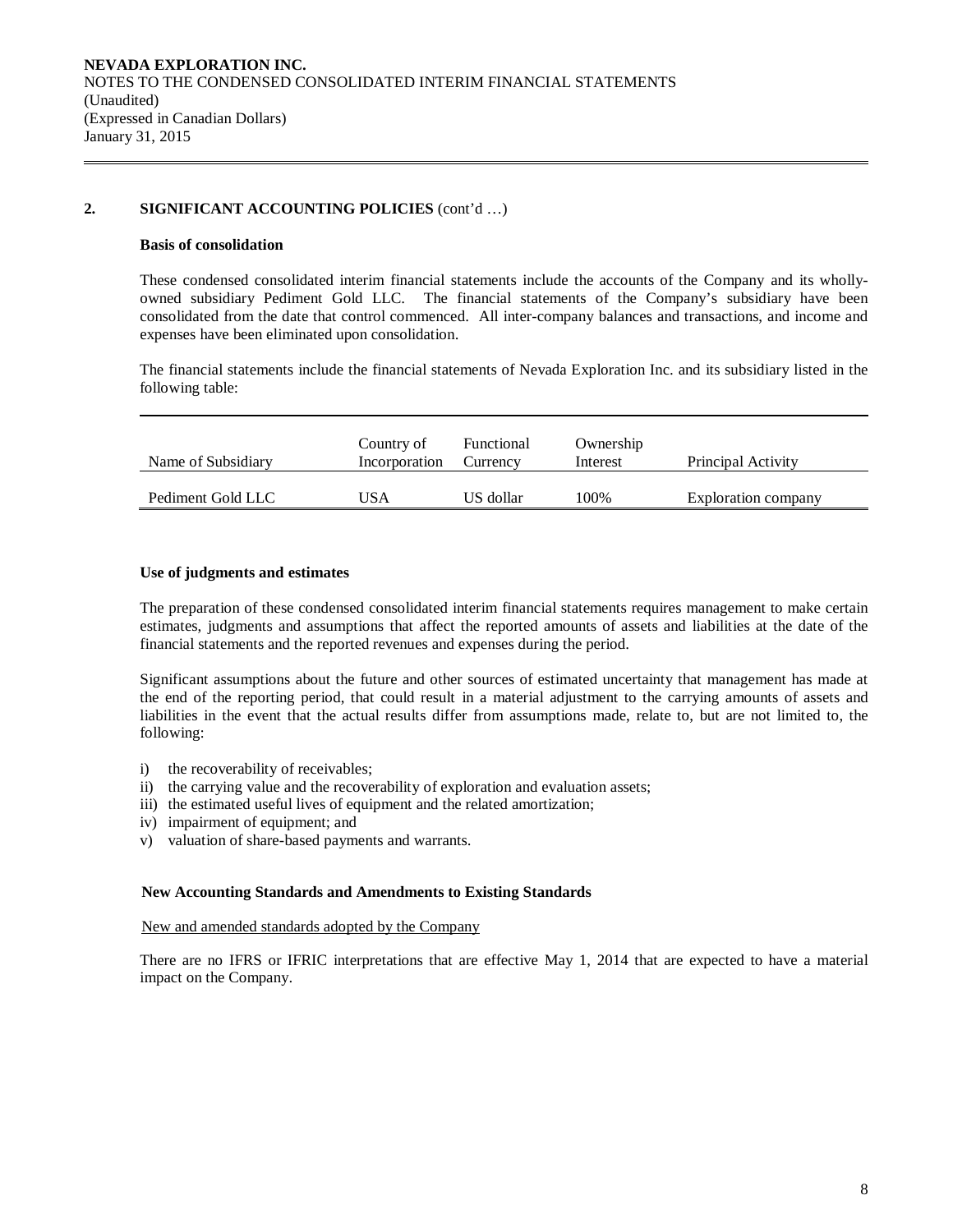## 2. SIGNIFICANT ACCOUNTING POLICIES (cont'd …)

### Basis of consolidation

These condensed consolidated interim financial statements include the accounts of the Company and its wholly-owned subsidiary Pediment Gold LLC. The financial statements of the Company's subsidiary have been consolidated from the date that control commenced. All inter-company balances and transactions, and income and expenses have been eliminated upon consolidation.

The financial statements include the financial statements of Nevada Exploration Inc. and its subsidiary listed in the following table:

| Name of Subsidiary | Country of Incorporation | Functional Currency | Ownership Interest | Principal Activity |
|---|---|---|---|---|
| Pediment Gold LLC | USA | US dollar | 100% | Exploration company |

### Use of judgments and estimates

The preparation of these condensed consolidated interim financial statements requires management to make certain estimates, judgments and assumptions that affect the reported amounts of assets and liabilities at the date of the financial statements and the reported revenues and expenses during the period.

Significant assumptions about the future and other sources of estimated uncertainty that management has made at the end of the reporting period, that could result in a material adjustment to the carrying amounts of assets and liabilities in the event that the actual results differ from assumptions made, relate to, but are not limited to, the following:

i) the recoverability of receivables;
ii) the carrying value and the recoverability of exploration and evaluation assets;
iii) the estimated useful lives of equipment and the related amortization;
iv) impairment of equipment; and
v) valuation of share-based payments and warrants.

### New Accounting Standards and Amendments to Existing Standards

New and amended standards adopted by the Company

There are no IFRS or IFRIC interpretations that are effective May 1, 2014 that are expected to have a material impact on the Company.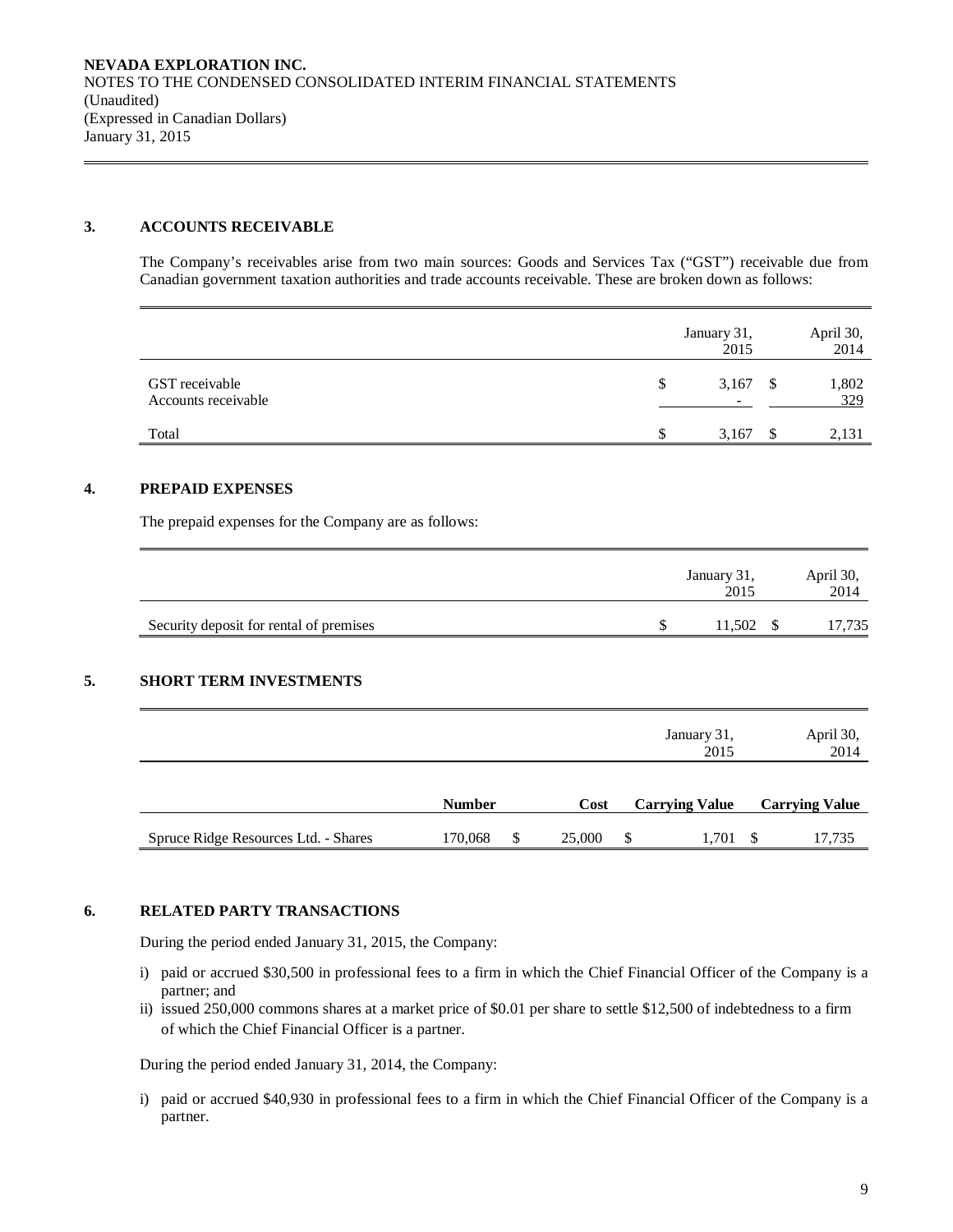### 3. ACCOUNTS RECEIVABLE

The Company's receivables arise from two main sources: Goods and Services Tax ("GST") receivable due from Canadian government taxation authorities and trade accounts receivable. These are broken down as follows:

| | January 31, 2015 | April 30, 2014 |
|---|---|---|
| GST receivable | $ 3,167 | $ 1,802 |
| Accounts receivable | - | 329 |
| Total | $ 3,167 | $ 2,131 |

### 4. PREPAID EXPENSES

The prepaid expenses for the Company are as follows:

| | January 31, 2015 | April 30, 2014 |
|---|---|---|
| Security deposit for rental of premises | $ 11,502 | $ 17,735 |

### 5. SHORT TERM INVESTMENTS

| | | | January 31, 2015 | April 30, 2014 |
|---|---|---|---|---|
| | **Number** | **Cost** | **Carrying Value** | **Carrying Value** |
| Spruce Ridge Resources Ltd. - Shares | 170,068 | $ 25,000 | $ 1,701 | $ 17,735 |

### 6. RELATED PARTY TRANSACTIONS

During the period ended January 31, 2015, the Company:

i) paid or accrued $30,500 in professional fees to a firm in which the Chief Financial Officer of the Company is a partner; and
ii) issued 250,000 commons shares at a market price of $0.01 per share to settle $12,500 of indebtedness to a firm of which the Chief Financial Officer is a partner.

During the period ended January 31, 2014, the Company:

i) paid or accrued $40,930 in professional fees to a firm in which the Chief Financial Officer of the Company is a partner.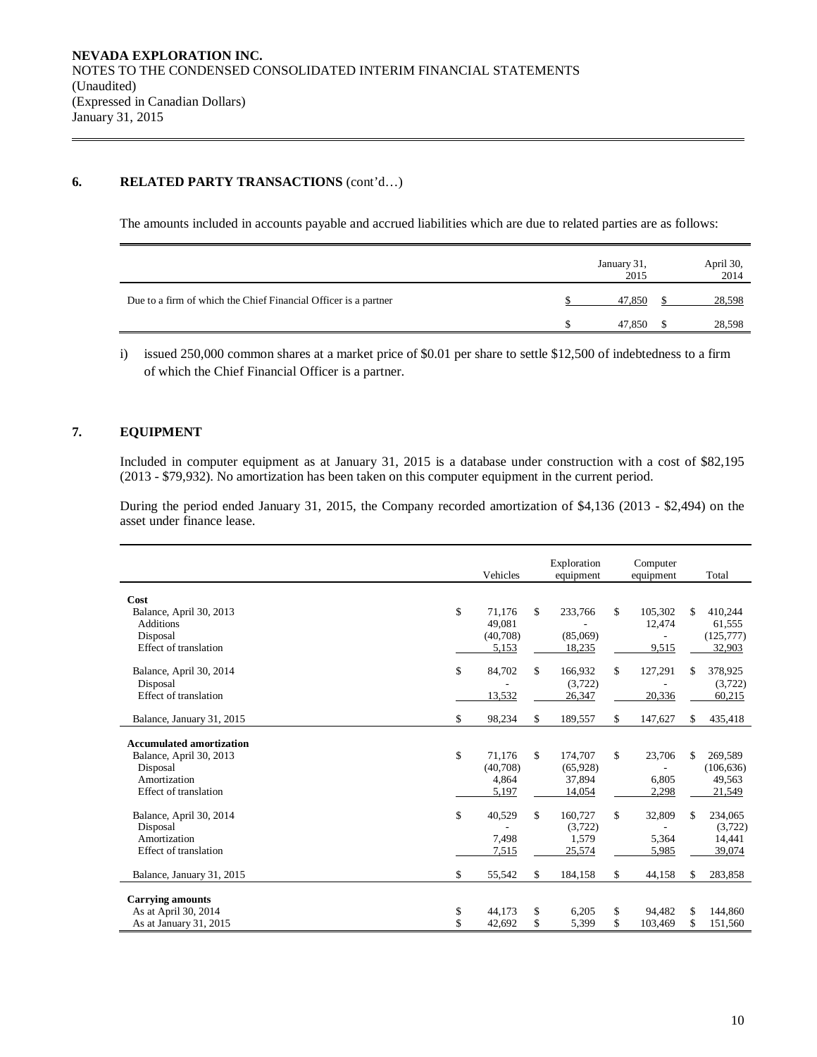NEVADA EXPLORATION INC.
NOTES TO THE CONDENSED CONSOLIDATED INTERIM FINANCIAL STATEMENTS
(Unaudited)
(Expressed in Canadian Dollars)
January 31, 2015

## 6. RELATED PARTY TRANSACTIONS (cont'd…)

The amounts included in accounts payable and accrued liabilities which are due to related parties are as follows:

| | January 31, 2015 | April 30, 2014 |
|---|---|---|
| Due to a firm of which the Chief Financial Officer is a partner | $ 47,850 | $ 28,598 |
| | $ 47,850 | $ 28,598 |

i) issued 250,000 common shares at a market price of $0.01 per share to settle $12,500 of indebtedness to a firm of which the Chief Financial Officer is a partner.

## 7. EQUIPMENT

Included in computer equipment as at January 31, 2015 is a database under construction with a cost of $82,195 (2013 - $79,932). No amortization has been taken on this computer equipment in the current period.

During the period ended January 31, 2015, the Company recorded amortization of $4,136 (2013 - $2,494) on the asset under finance lease.

| | Vehicles | Exploration equipment | Computer equipment | Total |
|---|---|---|---|---|
| **Cost** | | | | |
| Balance, April 30, 2013 | $ 71,176 | $ 233,766 | $ 105,302 | $ 410,244 |
| Additions | 49,081 | - | 12,474 | 61,555 |
| Disposal | (40,708) | (85,069) | - | (125,777) |
| Effect of translation | 5,153 | 18,235 | 9,515 | 32,903 |
| Balance, April 30, 2014 | $ 84,702 | $ 166,932 | $ 127,291 | $ 378,925 |
| Disposal | - | (3,722) | - | (3,722) |
| Effect of translation | 13,532 | 26,347 | 20,336 | 60,215 |
| Balance, January 31, 2015 | $ 98,234 | $ 189,557 | $ 147,627 | $ 435,418 |
| **Accumulated amortization** | | | | |
| Balance, April 30, 2013 | $ 71,176 | $ 174,707 | $ 23,706 | $ 269,589 |
| Disposal | (40,708) | (65,928) | - | (106,636) |
| Amortization | 4,864 | 37,894 | 6,805 | 49,563 |
| Effect of translation | 5,197 | 14,054 | 2,298 | 21,549 |
| Balance, April 30, 2014 | $ 40,529 | $ 160,727 | $ 32,809 | $ 234,065 |
| Disposal | - | (3,722) | - | (3,722) |
| Amortization | 7,498 | 1,579 | 5,364 | 14,441 |
| Effect of translation | 7,515 | 25,574 | 5,985 | 39,074 |
| Balance, January 31, 2015 | $ 55,542 | $ 184,158 | $ 44,158 | $ 283,858 |
| **Carrying amounts** | | | | |
| As at April 30, 2014 | $ 44,173 | $ 6,205 | $ 94,482 | $ 144,860 |
| As at January 31, 2015 | $ 42,692 | $ 5,399 | $ 103,469 | $ 151,560 |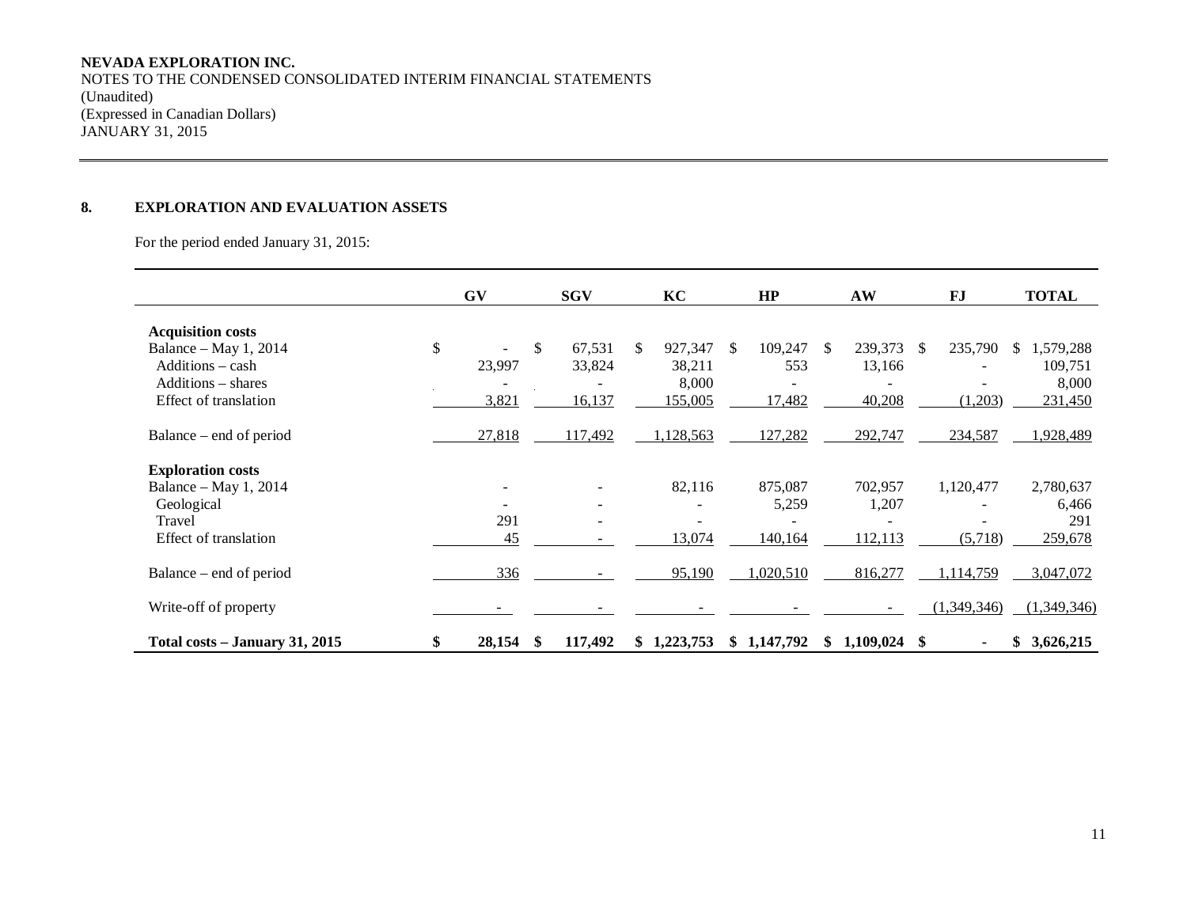NEVADA EXPLORATION INC.
NOTES TO THE CONDENSED CONSOLIDATED INTERIM FINANCIAL STATEMENTS
(Unaudited)
(Expressed in Canadian Dollars)
JANUARY 31, 2015

## 8. EXPLORATION AND EVALUATION ASSETS

For the period ended January 31, 2015:

| | GV | SGV | KC | HP | AW | FJ | TOTAL |
|---|---|---|---|---|---|---|---|
| **Acquisition costs** | | | | | | | |
| Balance – May 1, 2014 | $ - | $ 67,531 | $ 927,347 | $ 109,247 | $ 239,373 | $ 235,790 | $ 1,579,288 |
| Additions – cash | 23,997 | 33,824 | 38,211 | 553 | 13,166 | - | 109,751 |
| Additions – shares | - | - | 8,000 | - | - | - | 8,000 |
| Effect of translation | 3,821 | 16,137 | 155,005 | 17,482 | 40,208 | (1,203) | 231,450 |
| Balance – end of period | 27,818 | 117,492 | 1,128,563 | 127,282 | 292,747 | 234,587 | 1,928,489 |
| **Exploration costs** | | | | | | | |
| Balance – May 1, 2014 | - | - | 82,116 | 875,087 | 702,957 | 1,120,477 | 2,780,637 |
| Geological | - | - | - | 5,259 | 1,207 | - | 6,466 |
| Travel | 291 | - | - | - | - | - | 291 |
| Effect of translation | 45 | - | 13,074 | 140,164 | 112,113 | (5,718) | 259,678 |
| Balance – end of period | 336 | - | 95,190 | 1,020,510 | 816,277 | 1,114,759 | 3,047,072 |
| Write-off of property | - | - | - | - | - | (1,349,346) | (1,349,346) |
| **Total costs – January 31, 2015** | **$ 28,154** | **$ 117,492** | **$ 1,223,753** | **$ 1,147,792** | **$ 1,109,024** | **$ -** | **$ 3,626,215** |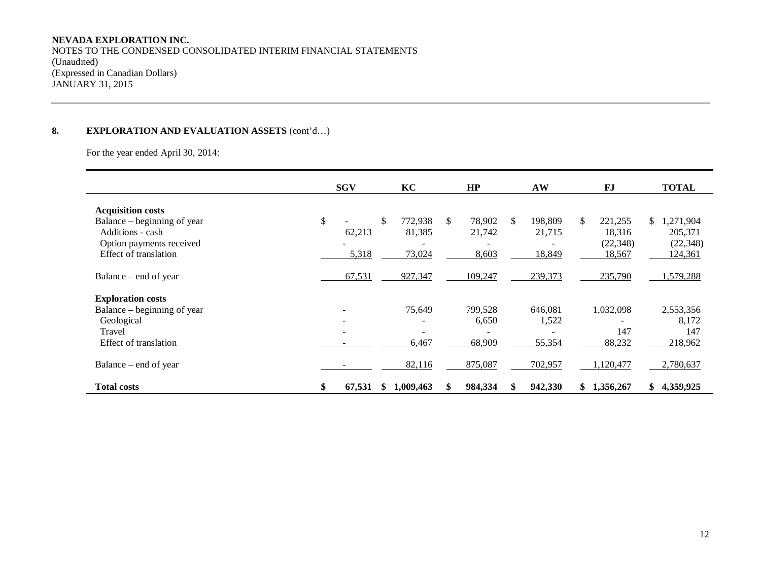**NEVADA EXPLORATION INC.**
NOTES TO THE CONDENSED CONSOLIDATED INTERIM FINANCIAL STATEMENTS
(Unaudited)
(Expressed in Canadian Dollars)
JANUARY 31, 2015

## 8. EXPLORATION AND EVALUATION ASSETS (cont'd…)

For the year ended April 30, 2014:

| | SGV | KC | HP | AW | FJ | TOTAL |
|---|---|---|---|---|---|---|
| **Acquisition costs** | | | | | | |
| Balance – beginning of year | $ - | $ 772,938 | $ 78,902 | $ 198,809 | $ 221,255 | $ 1,271,904 |
| Additions - cash | 62,213 | 81,385 | 21,742 | 21,715 | 18,316 | 205,371 |
| Option payments received | - | - | - | - | (22,348) | (22,348) |
| Effect of translation | 5,318 | 73,024 | 8,603 | 18,849 | 18,567 | 124,361 |
| Balance – end of year | 67,531 | 927,347 | 109,247 | 239,373 | 235,790 | 1,579,288 |
| **Exploration costs** | | | | | | |
| Balance – beginning of year | - | 75,649 | 799,528 | 646,081 | 1,032,098 | 2,553,356 |
| Geological | - | - | 6,650 | 1,522 | - | 8,172 |
| Travel | - | - | - | - | 147 | 147 |
| Effect of translation | - | 6,467 | 68,909 | 55,354 | 88,232 | 218,962 |
| Balance – end of year | - | 82,116 | 875,087 | 702,957 | 1,120,477 | 2,780,637 |
| **Total costs** | **$ 67,531** | **$ 1,009,463** | **$ 984,334** | **$ 942,330** | **$ 1,356,267** | **$ 4,359,925** |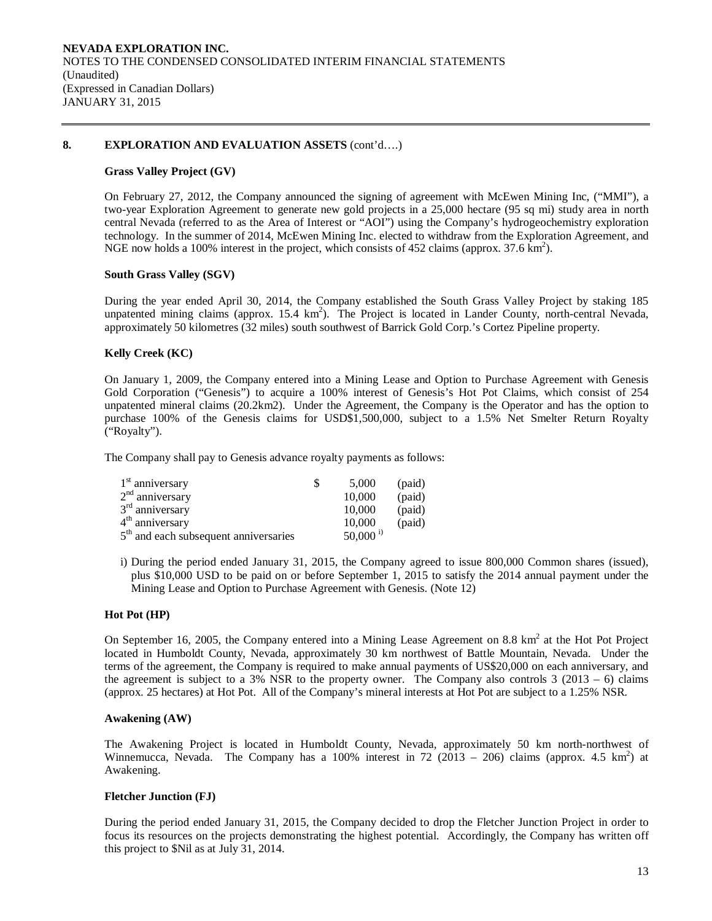## 8. EXPLORATION AND EVALUATION ASSETS (cont'd….)

### Grass Valley Project (GV)

On February 27, 2012, the Company announced the signing of agreement with McEwen Mining Inc, ("MMI"), a two-year Exploration Agreement to generate new gold projects in a 25,000 hectare (95 sq mi) study area in north central Nevada (referred to as the Area of Interest or "AOI") using the Company's hydrogeochemistry exploration technology. In the summer of 2014, McEwen Mining Inc. elected to withdraw from the Exploration Agreement, and NGE now holds a 100% interest in the project, which consists of 452 claims (approx. 37.6 $km^2$).

### South Grass Valley (SGV)

During the year ended April 30, 2014, the Company established the South Grass Valley Project by staking 185 unpatented mining claims (approx. 15.4 $km^2$). The Project is located in Lander County, north-central Nevada, approximately 50 kilometres (32 miles) south southwest of Barrick Gold Corp.'s Cortez Pipeline property.

### Kelly Creek (KC)

On January 1, 2009, the Company entered into a Mining Lease and Option to Purchase Agreement with Genesis Gold Corporation ("Genesis") to acquire a 100% interest of Genesis's Hot Pot Claims, which consist of 254 unpatented mineral claims (20.2km2). Under the Agreement, the Company is the Operator and has the option to purchase 100% of the Genesis claims for USD$1,500,000, subject to a 1.5% Net Smelter Return Royalty ("Royalty").

The Company shall pay to Genesis advance royalty payments as follows:

| | | | |
|---|---|---|---|
| 1st anniversary | $ | 5,000 | (paid) |
| 2nd anniversary | | 10,000 | (paid) |
| 3rd anniversary | | 10,000 | (paid) |
| 4th anniversary | | 10,000 | (paid) |
| 5th and each subsequent anniversaries | | 50,000 i) | |

i) During the period ended January 31, 2015, the Company agreed to issue 800,000 Common shares (issued), plus $10,000 USD to be paid on or before September 1, 2015 to satisfy the 2014 annual payment under the Mining Lease and Option to Purchase Agreement with Genesis. (Note 12)

### Hot Pot (HP)

On September 16, 2005, the Company entered into a Mining Lease Agreement on 8.8 $km^2$ at the Hot Pot Project located in Humboldt County, Nevada, approximately 30 km northwest of Battle Mountain, Nevada. Under the terms of the agreement, the Company is required to make annual payments of US$20,000 on each anniversary, and the agreement is subject to a 3% NSR to the property owner. The Company also controls 3 (2013 – 6) claims (approx. 25 hectares) at Hot Pot. All of the Company's mineral interests at Hot Pot are subject to a 1.25% NSR.

### Awakening (AW)

The Awakening Project is located in Humboldt County, Nevada, approximately 50 km north-northwest of Winnemucca, Nevada. The Company has a 100% interest in 72 (2013 – 206) claims (approx. 4.5 $km^2$) at Awakening.

### Fletcher Junction (FJ)

During the period ended January 31, 2015, the Company decided to drop the Fletcher Junction Project in order to focus its resources on the projects demonstrating the highest potential. Accordingly, the Company has written off this project to $Nil as at July 31, 2014.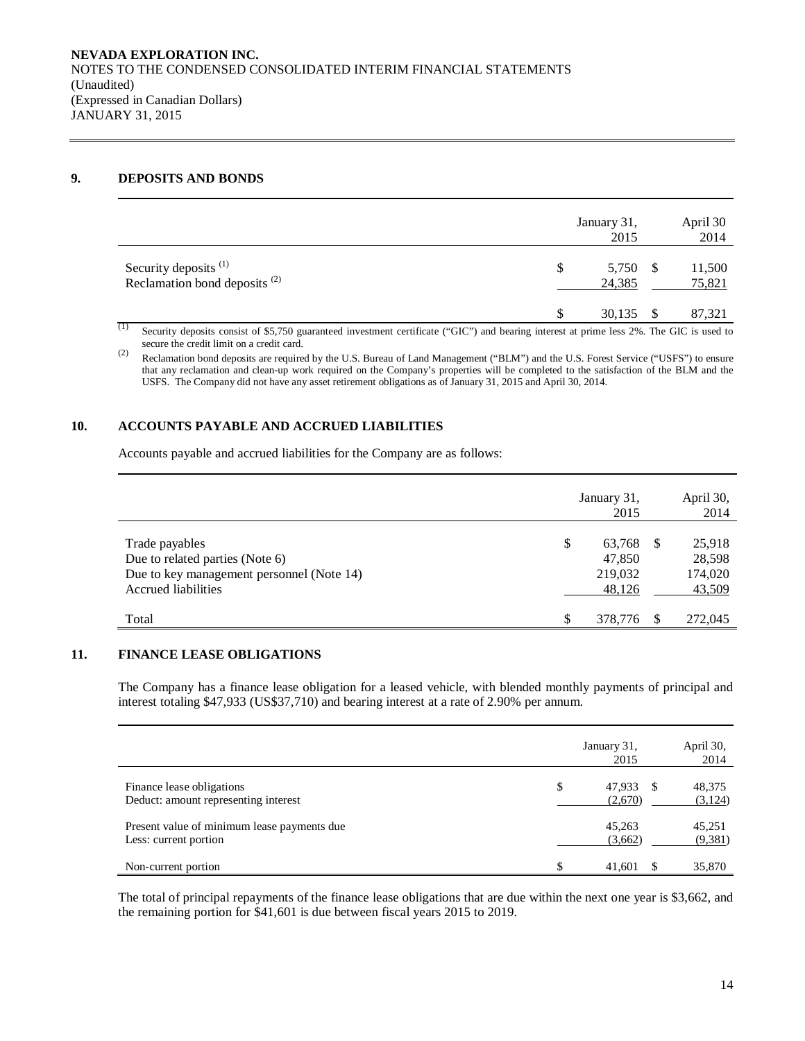**NEVADA EXPLORATION INC.**
NOTES TO THE CONDENSED CONSOLIDATED INTERIM FINANCIAL STATEMENTS
(Unaudited)
(Expressed in Canadian Dollars)
JANUARY 31, 2015

## 9. DEPOSITS AND BONDS

| | January 31, 2015 | April 30 2014 |
|---|---|---|
| Security deposits [(1)] | $ 5,750 | $ 11,500 |
| Reclamation bond deposits [(2)] | 24,385 | 75,821 |
| | $ 30,135 | $ 87,321 |

(1) Security deposits consist of $5,750 guaranteed investment certificate ("GIC") and bearing interest at prime less 2%. The GIC is used to secure the credit limit on a credit card.

(2) Reclamation bond deposits are required by the U.S. Bureau of Land Management ("BLM") and the U.S. Forest Service ("USFS") to ensure that any reclamation and clean-up work required on the Company's properties will be completed to the satisfaction of the BLM and the USFS. The Company did not have any asset retirement obligations as of January 31, 2015 and April 30, 2014.

## 10. ACCOUNTS PAYABLE AND ACCRUED LIABILITIES

Accounts payable and accrued liabilities for the Company are as follows:

| | January 31, 2015 | April 30, 2014 |
|---|---|---|
| Trade payables | $ 63,768 | $ 25,918 |
| Due to related parties (Note 6) | 47,850 | 28,598 |
| Due to key management personnel (Note 14) | 219,032 | 174,020 |
| Accrued liabilities | 48,126 | 43,509 |
| Total | $ 378,776 | $ 272,045 |

## 11. FINANCE LEASE OBLIGATIONS

The Company has a finance lease obligation for a leased vehicle, with blended monthly payments of principal and interest totaling $47,933 (US$37,710) and bearing interest at a rate of 2.90% per annum.

| | January 31, 2015 | April 30, 2014 |
|---|---|---|
| Finance lease obligations | $ 47,933 | $ 48,375 |
| Deduct: amount representing interest | (2,670) | (3,124) |
| Present value of minimum lease payments due | 45,263 | 45,251 |
| Less: current portion | (3,662) | (9,381) |
| Non-current portion | $ 41,601 | $ 35,870 |

The total of principal repayments of the finance lease obligations that are due within the next one year is $3,662, and the remaining portion for $41,601 is due between fiscal years 2015 to 2019.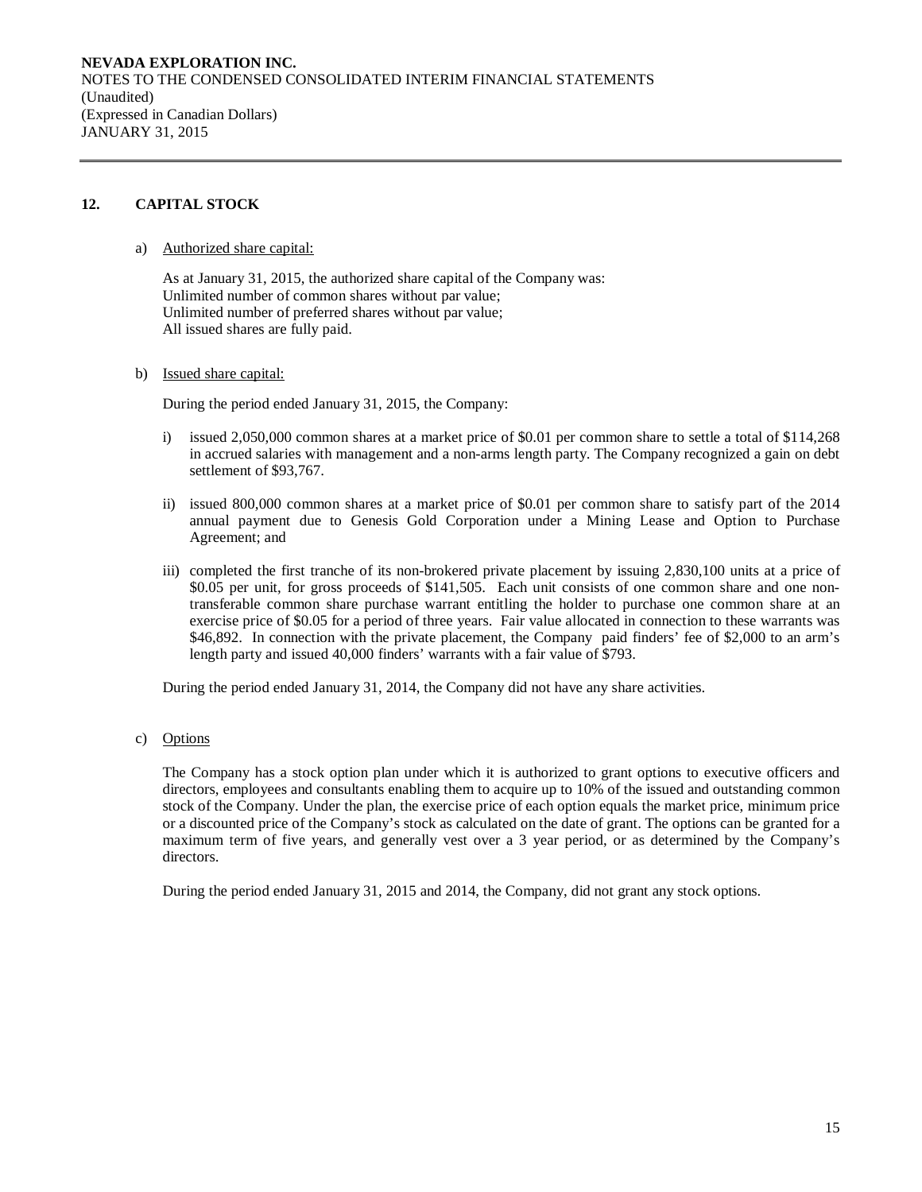## 12. CAPITAL STOCK

a) Authorized share capital:

As at January 31, 2015, the authorized share capital of the Company was:
Unlimited number of common shares without par value;
Unlimited number of preferred shares without par value;
All issued shares are fully paid.

b) Issued share capital:

During the period ended January 31, 2015, the Company:

i) issued 2,050,000 common shares at a market price of $0.01 per common share to settle a total of $114,268 in accrued salaries with management and a non-arms length party. The Company recognized a gain on debt settlement of $93,767.

ii) issued 800,000 common shares at a market price of $0.01 per common share to satisfy part of the 2014 annual payment due to Genesis Gold Corporation under a Mining Lease and Option to Purchase Agreement; and

iii) completed the first tranche of its non-brokered private placement by issuing 2,830,100 units at a price of $0.05 per unit, for gross proceeds of $141,505. Each unit consists of one common share and one non-transferable common share purchase warrant entitling the holder to purchase one common share at an exercise price of $0.05 for a period of three years. Fair value allocated in connection to these warrants was $46,892. In connection with the private placement, the Company paid finders' fee of $2,000 to an arm's length party and issued 40,000 finders' warrants with a fair value of $793.

During the period ended January 31, 2014, the Company did not have any share activities.

c) Options

The Company has a stock option plan under which it is authorized to grant options to executive officers and directors, employees and consultants enabling them to acquire up to 10% of the issued and outstanding common stock of the Company. Under the plan, the exercise price of each option equals the market price, minimum price or a discounted price of the Company's stock as calculated on the date of grant. The options can be granted for a maximum term of five years, and generally vest over a 3 year period, or as determined by the Company's directors.

During the period ended January 31, 2015 and 2014, the Company, did not grant any stock options.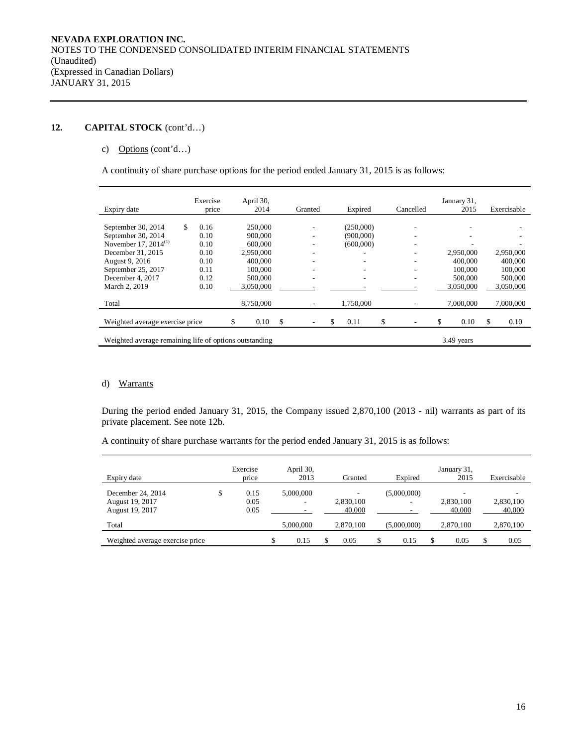**NEVADA EXPLORATION INC.**
NOTES TO THE CONDENSED CONSOLIDATED INTERIM FINANCIAL STATEMENTS
(Unaudited)
(Expressed in Canadian Dollars)
JANUARY 31, 2015

## 12. CAPITAL STOCK (cont'd…)

c) Options (cont'd…)

A continuity of share purchase options for the period ended January 31, 2015 is as follows:

| Expiry date | Exercise price | April 30, 2014 | Granted | Expired | Cancelled | January 31, 2015 | Exercisable |
|---|---|---|---|---|---|---|---|
| September 30, 2014 | $ 0.16 | 250,000 | - | (250,000) | - | - | - |
| September 30, 2014 | 0.10 | 900,000 | - | (900,000) | - | - | - |
| November 17, 2014[(1)] | 0.10 | 600,000 | - | (600,000) | - | - | - |
| December 31, 2015 | 0.10 | 2,950,000 | - | - | - | 2,950,000 | 2,950,000 |
| August 9, 2016 | 0.10 | 400,000 | - | - | - | 400,000 | 400,000 |
| September 25, 2017 | 0.11 | 100,000 | - | - | - | 100,000 | 100,000 |
| December 4, 2017 | 0.12 | 500,000 | - | - | - | 500,000 | 500,000 |
| March 2, 2019 | 0.10 | 3,050,000 | - | - | - | 3,050,000 | 3,050,000 |
| Total | | 8,750,000 | - | 1,750,000 | - | 7,000,000 | 7,000,000 |
| Weighted average exercise price | | $ 0.10 | $ - | $ 0.11 | $ - | $ 0.10 | $ 0.10 |
| Weighted average remaining life of options outstanding | | | | | | 3.49 years | |

d) Warrants

During the period ended January 31, 2015, the Company issued 2,870,100 (2013 - nil) warrants as part of its private placement. See note 12b.

A continuity of share purchase warrants for the period ended January 31, 2015 is as follows:

| Expiry date | Exercise price | April 30, 2013 | Granted | Expired | January 31, 2015 | Exercisable |
|---|---|---|---|---|---|---|
| December 24, 2014 | $ 0.15 | 5,000,000 | - | (5,000,000) | - | - |
| August 19, 2017 | 0.05 | - | 2,830,100 | - | 2,830,100 | 2,830,100 |
| August 19, 2017 | 0.05 | - | 40,000 | - | 40,000 | 40,000 |
| Total | | 5,000,000 | 2,870,100 | (5,000,000) | 2,870,100 | 2,870,100 |
| Weighted average exercise price | | $ 0.15 | $ 0.05 | $ 0.15 | $ 0.05 | $ 0.05 |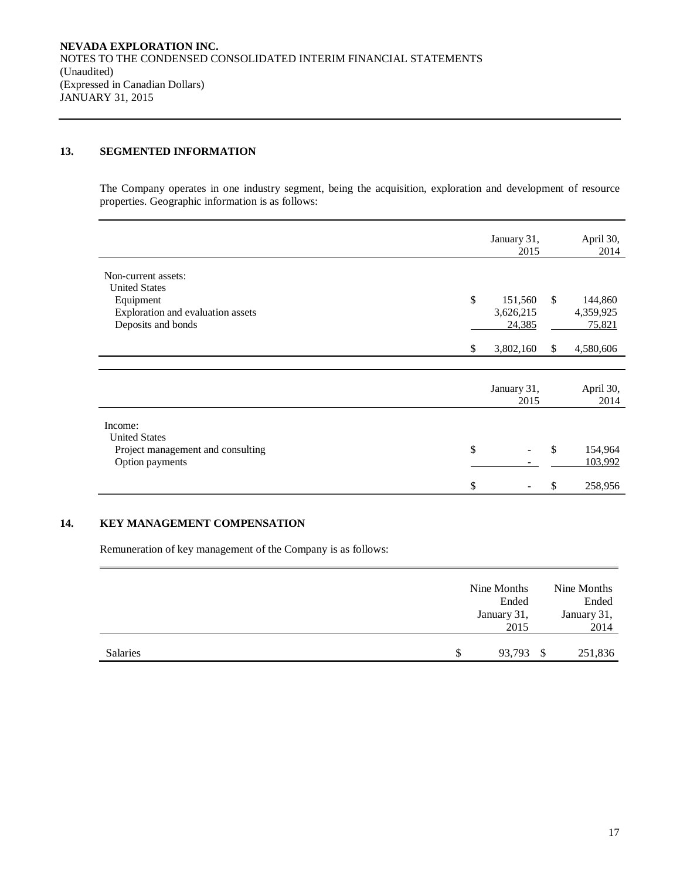## 13. SEGMENTED INFORMATION

The Company operates in one industry segment, being the acquisition, exploration and development of resource properties. Geographic information is as follows:

| | January 31, 2015 | April 30, 2014 |
|---|---|---|
| Non-current assets: | | |
| United States | | |
| Equipment | $ 151,560 | $ 144,860 |
| Exploration and evaluation assets | 3,626,215 | 4,359,925 |
| Deposits and bonds | 24,385 | 75,821 |
| | $ 3,802,160 | $ 4,580,606 |

| | January 31, 2015 | April 30, 2014 |
|---|---|---|
| Income: | | |
| United States | | |
| Project management and consulting | $ - | $ 154,964 |
| Option payments | - | 103,992 |
| | $ - | $ 258,956 |

## 14. KEY MANAGEMENT COMPENSATION

Remuneration of key management of the Company is as follows:

| | Nine Months Ended January 31, 2015 | Nine Months Ended January 31, 2014 |
|---|---|---|
| Salaries | $ 93,793 | $ 251,836 |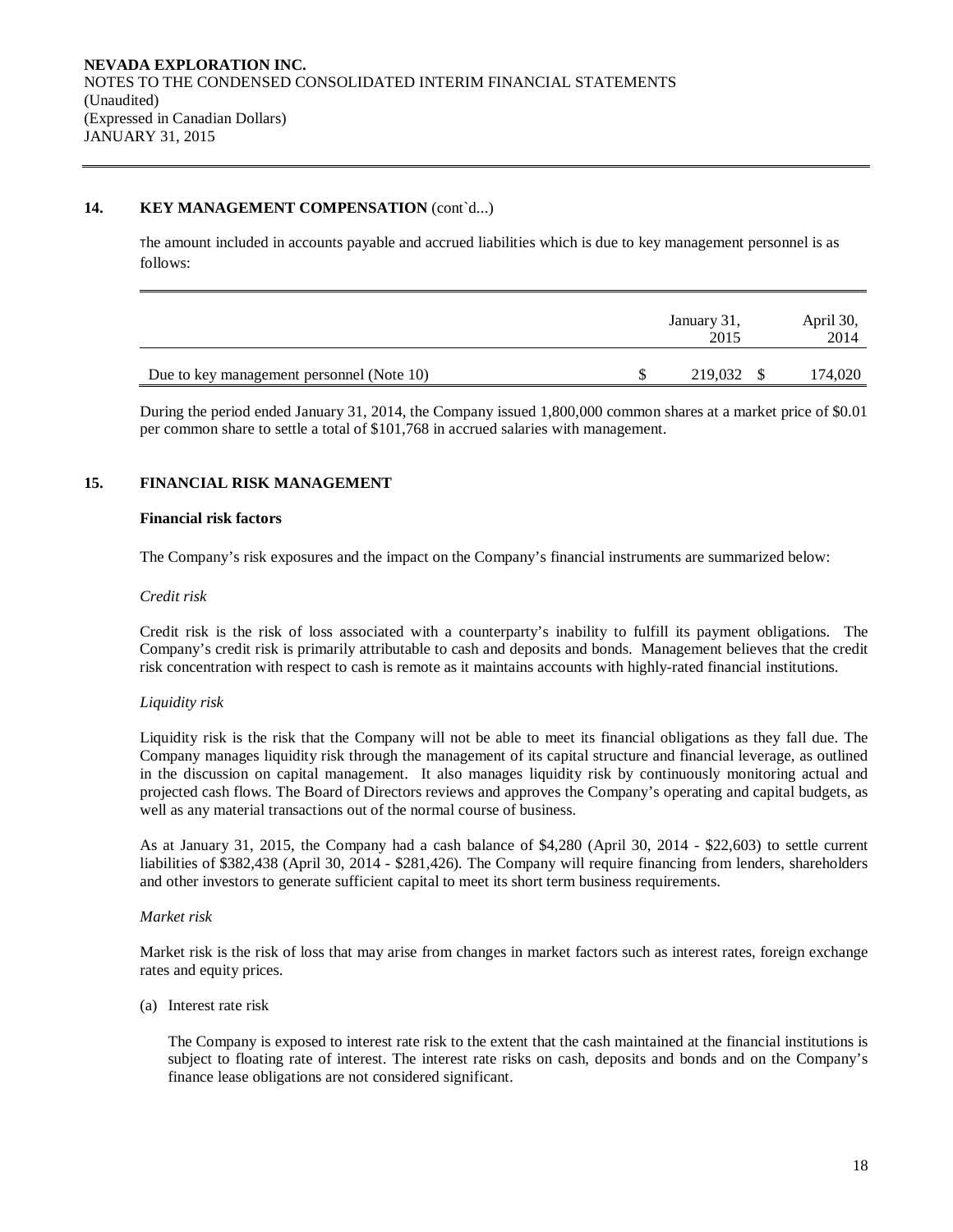**14. KEY MANAGEMENT COMPENSATION** (cont`d...)

The amount included in accounts payable and accrued liabilities which is due to key management personnel is as follows:

| | January 31, 2015 | April 30, 2014 |
|---|---|---|
| Due to key management personnel (Note 10) | $ 219,032 | $ 174,020 |

During the period ended January 31, 2014, the Company issued 1,800,000 common shares at a market price of $0.01 per common share to settle a total of $101,768 in accrued salaries with management.

**15. FINANCIAL RISK MANAGEMENT**

**Financial risk factors**

The Company's risk exposures and the impact on the Company's financial instruments are summarized below:

*Credit risk*

Credit risk is the risk of loss associated with a counterparty's inability to fulfill its payment obligations. The Company's credit risk is primarily attributable to cash and deposits and bonds. Management believes that the credit risk concentration with respect to cash is remote as it maintains accounts with highly-rated financial institutions.

*Liquidity risk*

Liquidity risk is the risk that the Company will not be able to meet its financial obligations as they fall due. The Company manages liquidity risk through the management of its capital structure and financial leverage, as outlined in the discussion on capital management. It also manages liquidity risk by continuously monitoring actual and projected cash flows. The Board of Directors reviews and approves the Company's operating and capital budgets, as well as any material transactions out of the normal course of business.

As at January 31, 2015, the Company had a cash balance of $4,280 (April 30, 2014 - $22,603) to settle current liabilities of $382,438 (April 30, 2014 - $281,426). The Company will require financing from lenders, shareholders and other investors to generate sufficient capital to meet its short term business requirements.

*Market risk*

Market risk is the risk of loss that may arise from changes in market factors such as interest rates, foreign exchange rates and equity prices.

(a) Interest rate risk

The Company is exposed to interest rate risk to the extent that the cash maintained at the financial institutions is subject to floating rate of interest. The interest rate risks on cash, deposits and bonds and on the Company's finance lease obligations are not considered significant.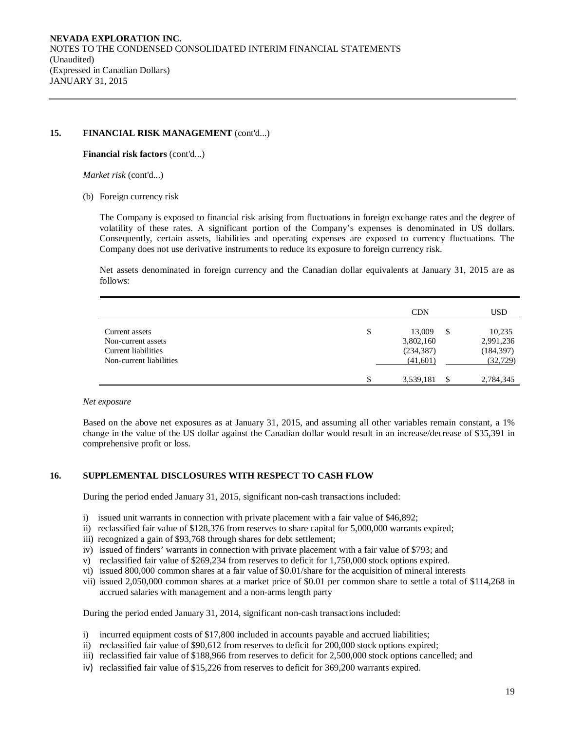## 15. FINANCIAL RISK MANAGEMENT (cont'd...)

**Financial risk factors** (cont'd...)

*Market risk* (cont'd...)

(b) Foreign currency risk

The Company is exposed to financial risk arising from fluctuations in foreign exchange rates and the degree of volatility of these rates. A significant portion of the Company's expenses is denominated in US dollars. Consequently, certain assets, liabilities and operating expenses are exposed to currency fluctuations. The Company does not use derivative instruments to reduce its exposure to foreign currency risk.

Net assets denominated in foreign currency and the Canadian dollar equivalents at January 31, 2015 are as follows:

| | CDN | USD |
|---|---|---|
| Current assets | $ 13,009 | $ 10,235 |
| Non-current assets | 3,802,160 | 2,991,236 |
| Current liabilities | (234,387) | (184,397) |
| Non-current liabilities | (41,601) | (32,729) |
| | $ 3,539,181 | $ 2,784,345 |

*Net exposure*

Based on the above net exposures as at January 31, 2015, and assuming all other variables remain constant, a 1% change in the value of the US dollar against the Canadian dollar would result in an increase/decrease of $35,391 in comprehensive profit or loss.

## 16. SUPPLEMENTAL DISCLOSURES WITH RESPECT TO CASH FLOW

During the period ended January 31, 2015, significant non-cash transactions included:

i) issued unit warrants in connection with private placement with a fair value of $46,892;
ii) reclassified fair value of $128,376 from reserves to share capital for 5,000,000 warrants expired;
iii) recognized a gain of $93,768 through shares for debt settlement;
iv) issued of finders' warrants in connection with private placement with a fair value of $793; and
v) reclassified fair value of $269,234 from reserves to deficit for 1,750,000 stock options expired.
vi) issued 800,000 common shares at a fair value of $0.01/share for the acquisition of mineral interests
vii) issued 2,050,000 common shares at a market price of $0.01 per common share to settle a total of $114,268 in accrued salaries with management and a non-arms length party

During the period ended January 31, 2014, significant non-cash transactions included:

i) incurred equipment costs of $17,800 included in accounts payable and accrued liabilities;
ii) reclassified fair value of $90,612 from reserves to deficit for 200,000 stock options expired;
iii) reclassified fair value of $188,966 from reserves to deficit for 2,500,000 stock options cancelled; and
iv) reclassified fair value of $15,226 from reserves to deficit for 369,200 warrants expired.